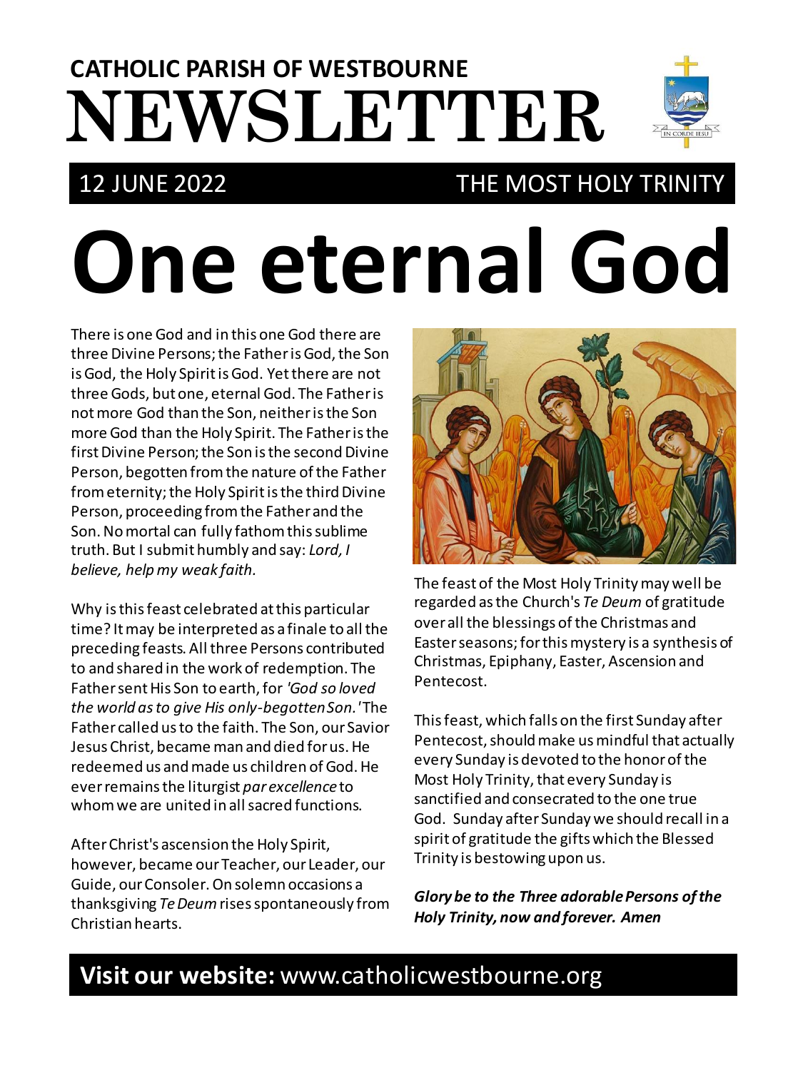# CATHOLIC PARISH OF WESTBOURNE NEWSLETTER

**12 JUNE 2022** | **THE MOST HOLY TRINITY**

# One eternal God

There is one God and in this one God there are three Divine Persons; the Father is God, the Son is God, the Holy Spirit is God. Yet there are not three Gods, but one, eternal God. The Father is not more God than the Son, neither is the Son more God than the Holy Spirit. The Father is the first Divine Person; the Son is the second Divine Person, begotten from the nature of the Father from eternity; the Holy Spirit is the third Divine Person, proceeding from the Father and the Son. No mortal can fully fathom this sublime truth. But I submit humbly and say: *Lord, I believe, help my weak faith.*

Why is this feast celebrated at this particular time? It may be interpreted as a finale to all the preceding feasts. All three Persons contributed to and shared in the work of redemption. The Father sent His Son to earth, for *'God so loved the world as to give His only-begotten Son.'* The Father called us to the faith. The Son, our Savior Jesus Christ, became man and died for us. He redeemed us and made us children of God. He ever remains the liturgist *par excellence* to whom we are united in all sacred functions.

After Christ's ascension the Holy Spirit, however, became our Teacher, our Leader, our Guide, our Consoler. On solemn occasions a thanksgiving *Te Deum* rises spontaneously from Christian hearts.

The feast of the Most Holy Trinity may well be regarded as the Church's *Te Deum* of gratitude over all the blessings of the Christmas and Easter seasons; for this mystery is a synthesis of Christmas, Epiphany, Easter, Ascension and Pentecost.

This feast, which falls on the first Sunday after Pentecost, should make us mindful that actually every Sunday is devoted to the honor of the Most Holy Trinity, that every Sunday is sanctified and consecrated to the one true God. Sunday after Sunday we should recall in a spirit of gratitude the gifts which the Blessed Trinity is bestowing upon us.

***Glory be to the Three adorable Persons of the Holy Trinity, now and forever. Amen***

**Visit our website:** www.catholicwestbourne.org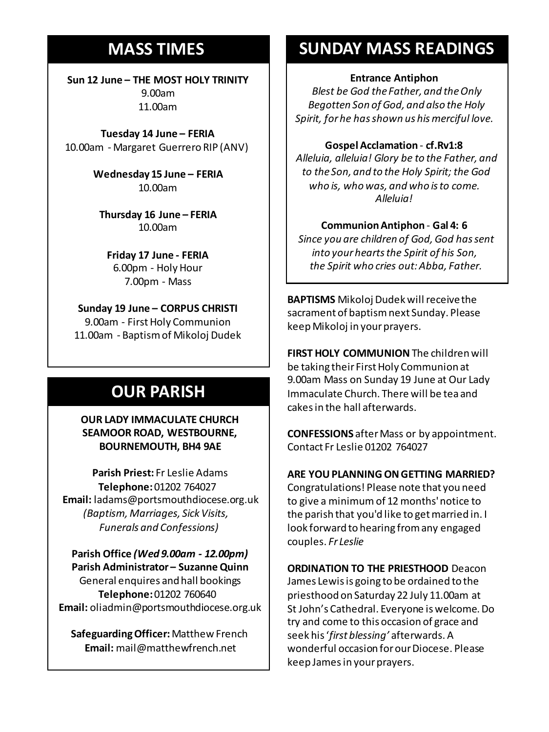## MASS TIMES

**Sun 12 June – THE MOST HOLY TRINITY**
9.00am
11.00am

**Tuesday 14 June – FERIA**
10.00am - Margaret Guerrero RIP (ANV)

**Wednesday 15 June – FERIA**
10.00am

**Thursday 16 June – FERIA**
10.00am

**Friday 17 June - FERIA**
6.00pm - Holy Hour
7.00pm - Mass

**Sunday 19 June – CORPUS CHRISTI**
9.00am - First Holy Communion
11.00am - Baptism of Mikoloj Dudek

## OUR PARISH

**OUR LADY IMMACULATE CHURCH SEAMOOR ROAD, WESTBOURNE, BOURNEMOUTH, BH4 9AE**

**Parish Priest:** Fr Leslie Adams
**Telephone:** 01202 764027
**Email:** ladams@portsmouthdiocese.org.uk
*(Baptism, Marriages, Sick Visits, Funerals and Confessions)*

**Parish Office *(Wed 9.00am - 12.00pm)***
**Parish Administrator – Suzanne Quinn**
General enquires and hall bookings
**Telephone:** 01202 760640
**Email:** oliadmin@portsmouthdiocese.org.uk

**Safeguarding Officer:** Matthew French
**Email:** mail@matthewfrench.net

## SUNDAY MASS READINGS

**Entrance Antiphon**
*Blest be God the Father, and the Only Begotten Son of God, and also the Holy Spirit, for he has shown us his merciful love.*

**Gospel Acclamation - cf.Rv1:8**
*Alleluia, alleluia! Glory be to the Father, and to the Son, and to the Holy Spirit; the God who is, who was, and who is to come. Alleluia!*

**Communion Antiphon - Gal 4: 6**
*Since you are children of God, God has sent into your hearts the Spirit of his Son, the Spirit who cries out: Abba, Father.*

**BAPTISMS** Mikoloj Dudek will receive the sacrament of baptism next Sunday. Please keep Mikoloj in your prayers.

**FIRST HOLY COMMUNION** The children will be taking their First Holy Communion at 9.00am Mass on Sunday 19 June at Our Lady Immaculate Church. There will be tea and cakes in the hall afterwards.

**CONFESSIONS** after Mass or by appointment. Contact Fr Leslie 01202 764027

**ARE YOU PLANNING ON GETTING MARRIED?** Congratulations! Please note that you need to give a minimum of 12 months' notice to the parish that you'd like to get married in. I look forward to hearing from any engaged couples. *Fr Leslie*

**ORDINATION TO THE PRIESTHOOD** Deacon James Lewis is going to be ordained to the priesthood on Saturday 22 July 11.00am at St John's Cathedral. Everyone is welcome. Do try and come to this occasion of grace and seek his '*first blessing'* afterwards. A wonderful occasion for our Diocese. Please keep James in your prayers.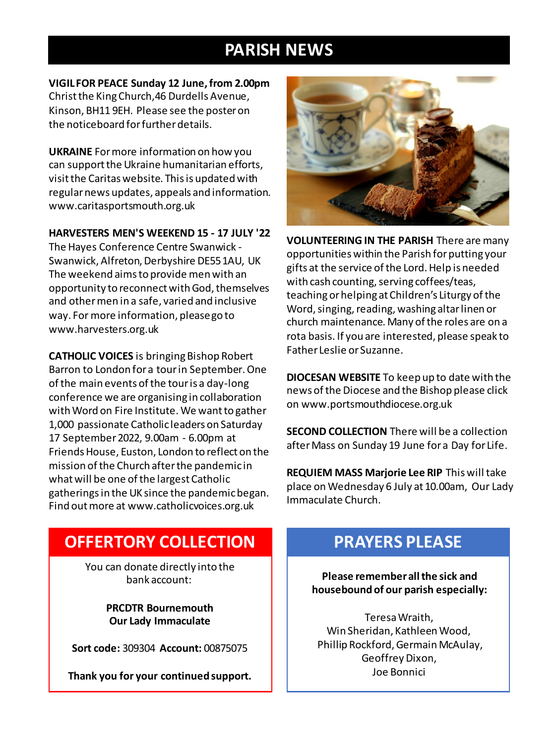# PARISH NEWS

**VIGIL FOR PEACE Sunday 12 June, from 2.00pm** Christ the King Church, 46 Durdells Avenue, Kinson, BH11 9EH. Please see the poster on the noticeboard for further details.

**UKRAINE** For more information on how you can support the Ukraine humanitarian efforts, visit the Caritas website. This is updated with regular news updates, appeals and information. www.caritasportsmouth.org.uk

**HARVESTERS MEN'S WEEKEND 15 - 17 JULY '22** The Hayes Conference Centre Swanwick - Swanwick, Alfreton, Derbyshire DE55 1AU, UK The weekend aims to provide men with an opportunity to reconnect with God, themselves and other men in a safe, varied and inclusive way. For more information, please go to www.harvesters.org.uk

**CATHOLIC VOICES** is bringing Bishop Robert Barron to London for a tour in September. One of the main events of the tour is a day-long conference we are organising in collaboration with Word on Fire Institute. We want to gather 1,000 passionate Catholic leaders on Saturday 17 September 2022, 9.00am - 6.00pm at Friends House, Euston, London to reflect on the mission of the Church after the pandemic in what will be one of the largest Catholic gatherings in the UK since the pandemic began. Find out more at www.catholicvoices.org.uk

**VOLUNTEERING IN THE PARISH** There are many opportunities within the Parish for putting your gifts at the service of the Lord. Help is needed with cash counting, serving coffees/teas, teaching or helping at Children's Liturgy of the Word, singing, reading, washing altar linen or church maintenance. Many of the roles are on a rota basis. If you are interested, please speak to Father Leslie or Suzanne.

**DIOCESAN WEBSITE** To keep up to date with the news of the Diocese and the Bishop please click on www.portsmouthdiocese.org.uk

**SECOND COLLECTION** There will be a collection after Mass on Sunday 19 June for a Day for Life.

**REQUIEM MASS Marjorie Lee RIP** This will take place on Wednesday 6 July at 10.00am, Our Lady Immaculate Church.

## OFFERTORY COLLECTION

You can donate directly into the bank account:

**PRCDTR Bournemouth**
**Our Lady Immaculate**

**Sort code:** 309304 **Account:** 00875075

**Thank you for your continued support.**

## PRAYERS PLEASE

**Please remember all the sick and housebound of our parish especially:**

Teresa Wraith,
Win Sheridan, Kathleen Wood,
Phillip Rockford, Germain McAulay,
Geoffrey Dixon,
Joe Bonnici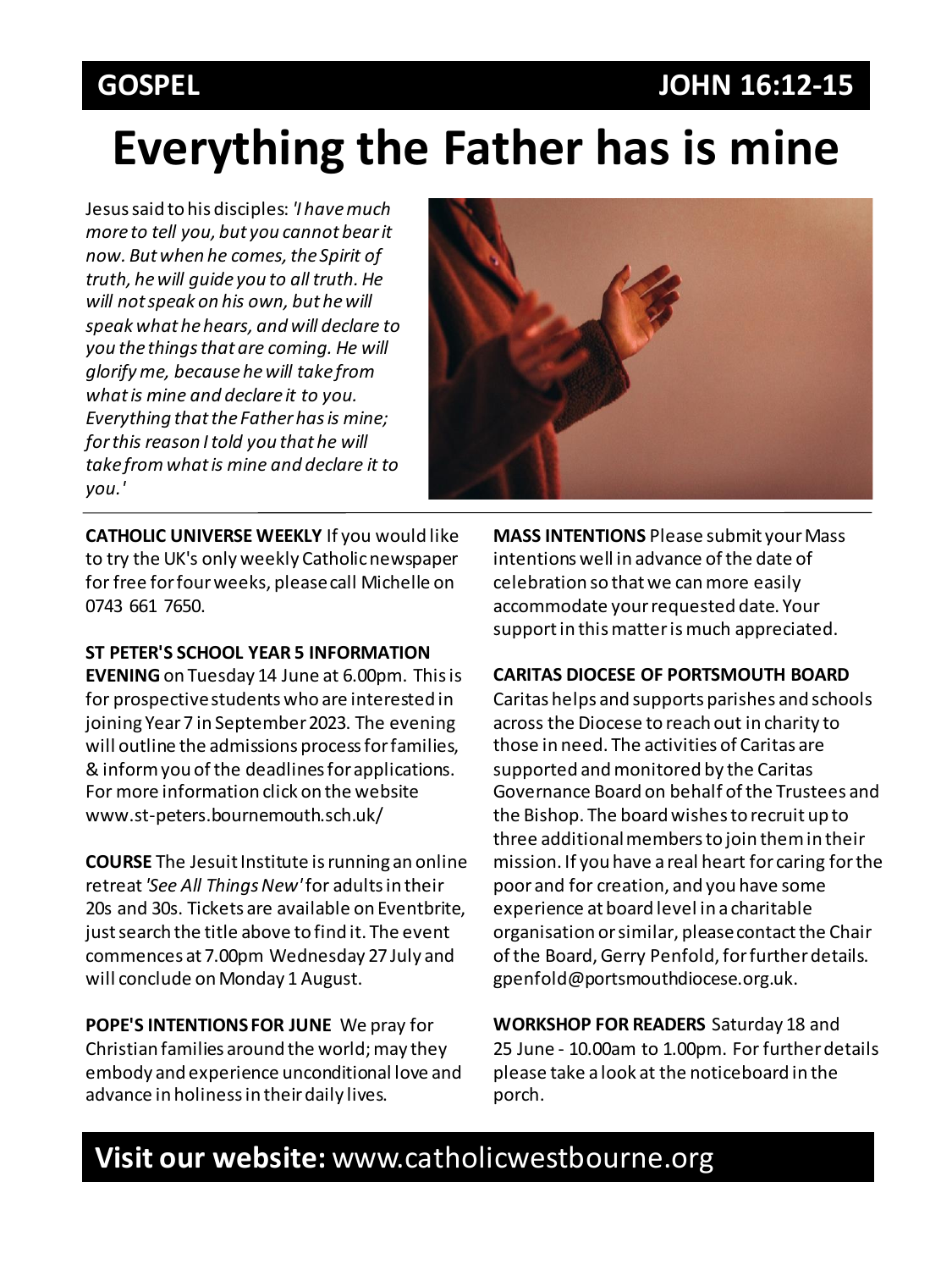**GOSPEL** **JOHN 16:12-15**

# Everything the Father has is mine

Jesus said to his disciples: *'I have much more to tell you, but you cannot bear it now. But when he comes, the Spirit of truth, he will guide you to all truth. He will not speak on his own, but he will speak what he hears, and will declare to you the things that are coming. He will glorify me, because he will take from what is mine and declare it to you. Everything that the Father has is mine; for this reason I told you that he will take from what is mine and declare it to you.'*

**CATHOLIC UNIVERSE WEEKLY** If you would like to try the UK's only weekly Catholic newspaper for free for four weeks, please call Michelle on 0743 661 7650.

**ST PETER'S SCHOOL YEAR 5 INFORMATION EVENING** on Tuesday 14 June at 6.00pm. This is for prospective students who are interested in joining Year 7 in September 2023. The evening will outline the admissions process for families, & inform you of the deadlines for applications. For more information click on the website www.st-peters.bournemouth.sch.uk/

**COURSE** The Jesuit Institute is running an online retreat *'See All Things New'* for adults in their 20s and 30s. Tickets are available on Eventbrite, just search the title above to find it. The event commences at 7.00pm Wednesday 27 July and will conclude on Monday 1 August.

**POPE'S INTENTIONS FOR JUNE** We pray for Christian families around the world; may they embody and experience unconditional love and advance in holiness in their daily lives.

**MASS INTENTIONS** Please submit your Mass intentions well in advance of the date of celebration so that we can more easily accommodate your requested date. Your support in this matter is much appreciated.

**CARITAS DIOCESE OF PORTSMOUTH BOARD** Caritas helps and supports parishes and schools across the Diocese to reach out in charity to those in need. The activities of Caritas are supported and monitored by the Caritas Governance Board on behalf of the Trustees and the Bishop. The board wishes to recruit up to three additional members to join them in their mission. If you have a real heart for caring for the poor and for creation, and you have some experience at board level in a charitable organisation or similar, please contact the Chair of the Board, Gerry Penfold, for further details. gpenfold@portsmouthdiocese.org.uk.

**WORKSHOP FOR READERS** Saturday 18 and 25 June - 10.00am to 1.00pm. For further details please take a look at the noticeboard in the porch.

**Visit our website:** www.catholicwestbourne.org